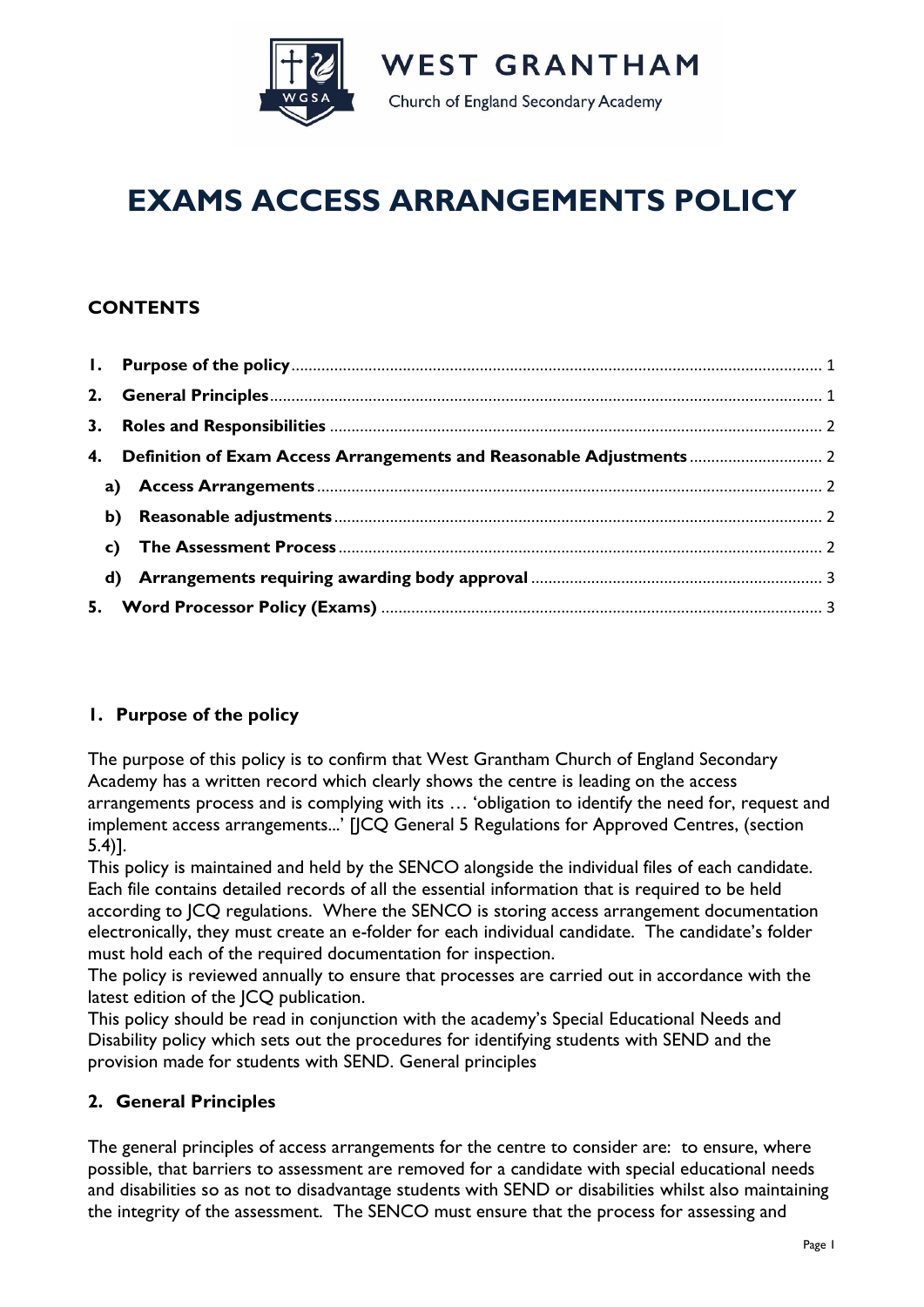WEST GRANTHAM

Church of England Secondary Academy

# EXAMS ACCESS ARRANGEMENTS POLICY

## CONTENTS

1. Purpose of the policy ... 1
2. General Principles ... 1
3. Roles and Responsibilities ... 2
4. Definition of Exam Access Arrangements and Reasonable Adjustments ... 2
   - a) Access Arrangements ... 2
   - b) Reasonable adjustments ... 2
   - c) The Assessment Process ... 2
   - d) Arrangements requiring awarding body approval ... 3
5. Word Processor Policy (Exams) ... 3

## 1. Purpose of the policy

The purpose of this policy is to confirm that West Grantham Church of England Secondary Academy has a written record which clearly shows the centre is leading on the access arrangements process and is complying with its … 'obligation to identify the need for, request and implement access arrangements...' [JCQ General 5 Regulations for Approved Centres, (section 5.4)].

This policy is maintained and held by the SENCO alongside the individual files of each candidate. Each file contains detailed records of all the essential information that is required to be held according to JCQ regulations. Where the SENCO is storing access arrangement documentation electronically, they must create an e-folder for each individual candidate. The candidate's folder must hold each of the required documentation for inspection.

The policy is reviewed annually to ensure that processes are carried out in accordance with the latest edition of the JCQ publication.

This policy should be read in conjunction with the academy's Special Educational Needs and Disability policy which sets out the procedures for identifying students with SEND and the provision made for students with SEND. General principles

## 2. General Principles

The general principles of access arrangements for the centre to consider are: to ensure, where possible, that barriers to assessment are removed for a candidate with special educational needs and disabilities so as not to disadvantage students with SEND or disabilities whilst also maintaining the integrity of the assessment. The SENCO must ensure that the process for assessing and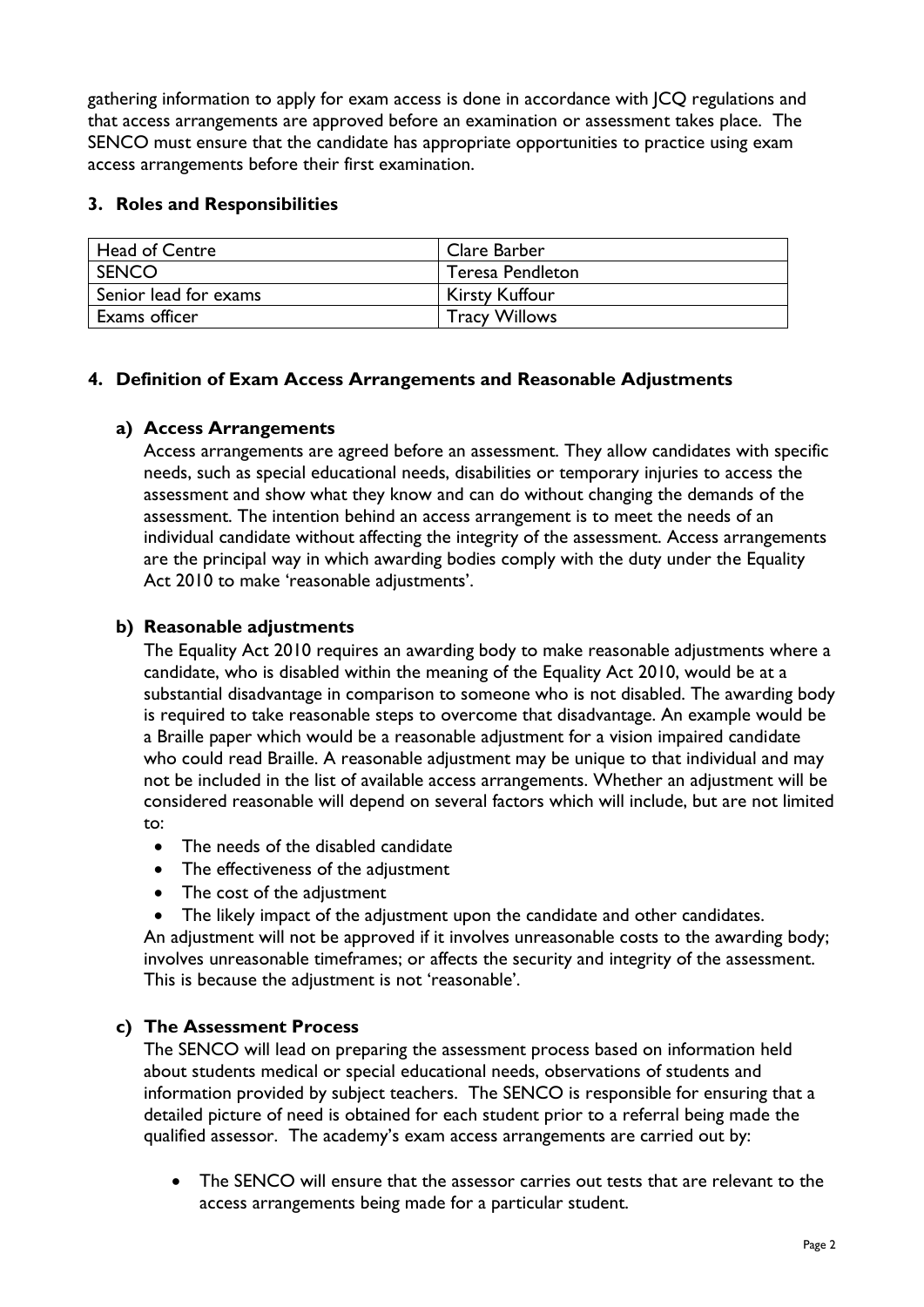gathering information to apply for exam access is done in accordance with JCQ regulations and that access arrangements are approved before an examination or assessment takes place. The SENCO must ensure that the candidate has appropriate opportunities to practice using exam access arrangements before their first examination.

### 3. Roles and Responsibilities

| Head of Centre | Clare Barber |
| --- | --- |
| SENCO | Teresa Pendleton |
| Senior lead for exams | Kirsty Kuffour |
| Exams officer | Tracy Willows |

### 4. Definition of Exam Access Arrangements and Reasonable Adjustments

#### a) Access Arrangements

Access arrangements are agreed before an assessment. They allow candidates with specific needs, such as special educational needs, disabilities or temporary injuries to access the assessment and show what they know and can do without changing the demands of the assessment. The intention behind an access arrangement is to meet the needs of an individual candidate without affecting the integrity of the assessment. Access arrangements are the principal way in which awarding bodies comply with the duty under the Equality Act 2010 to make 'reasonable adjustments'.

#### b) Reasonable adjustments

The Equality Act 2010 requires an awarding body to make reasonable adjustments where a candidate, who is disabled within the meaning of the Equality Act 2010, would be at a substantial disadvantage in comparison to someone who is not disabled. The awarding body is required to take reasonable steps to overcome that disadvantage. An example would be a Braille paper which would be a reasonable adjustment for a vision impaired candidate who could read Braille. A reasonable adjustment may be unique to that individual and may not be included in the list of available access arrangements. Whether an adjustment will be considered reasonable will depend on several factors which will include, but are not limited to:

- The needs of the disabled candidate
- The effectiveness of the adjustment
- The cost of the adjustment
- The likely impact of the adjustment upon the candidate and other candidates.

An adjustment will not be approved if it involves unreasonable costs to the awarding body; involves unreasonable timeframes; or affects the security and integrity of the assessment. This is because the adjustment is not 'reasonable'.

#### c) The Assessment Process

The SENCO will lead on preparing the assessment process based on information held about students medical or special educational needs, observations of students and information provided by subject teachers. The SENCO is responsible for ensuring that a detailed picture of need is obtained for each student prior to a referral being made the qualified assessor. The academy's exam access arrangements are carried out by:

- The SENCO will ensure that the assessor carries out tests that are relevant to the access arrangements being made for a particular student.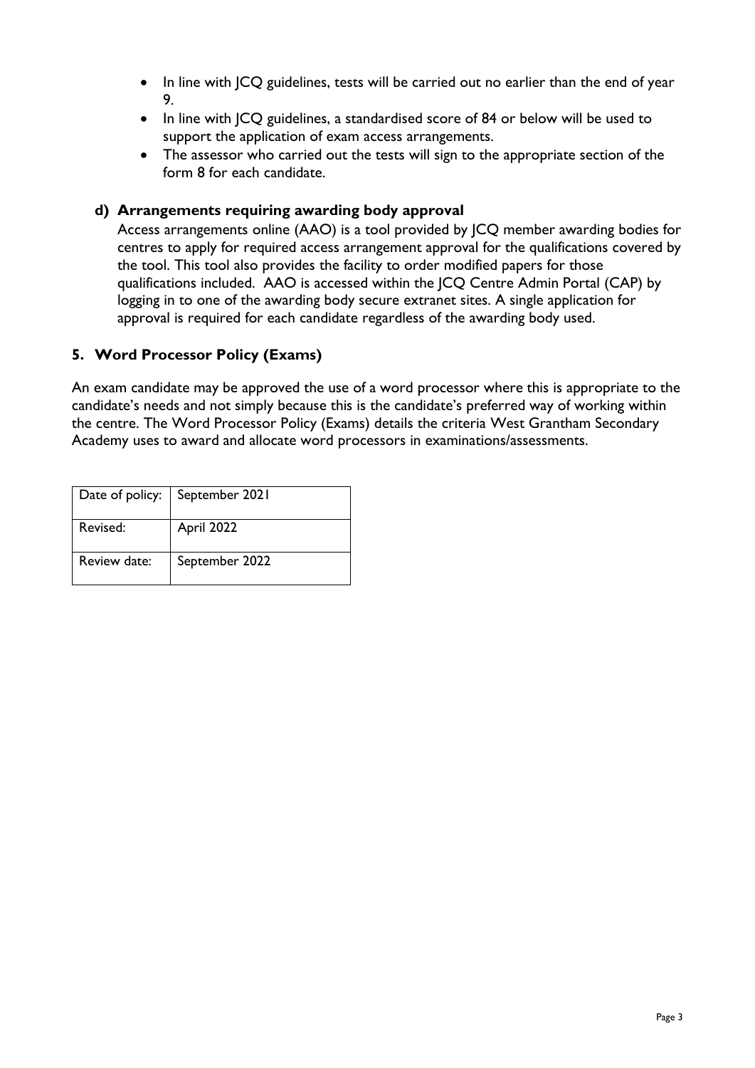- In line with JCQ guidelines, tests will be carried out no earlier than the end of year 9.
- In line with JCQ guidelines, a standardised score of 84 or below will be used to support the application of exam access arrangements.
- The assessor who carried out the tests will sign to the appropriate section of the form 8 for each candidate.

### d) Arrangements requiring awarding body approval

Access arrangements online (AAO) is a tool provided by JCQ member awarding bodies for centres to apply for required access arrangement approval for the qualifications covered by the tool. This tool also provides the facility to order modified papers for those qualifications included. AAO is accessed within the JCQ Centre Admin Portal (CAP) by logging in to one of the awarding body secure extranet sites. A single application for approval is required for each candidate regardless of the awarding body used.

## 5. Word Processor Policy (Exams)

An exam candidate may be approved the use of a word processor where this is appropriate to the candidate's needs and not simply because this is the candidate's preferred way of working within the centre. The Word Processor Policy (Exams) details the criteria West Grantham Secondary Academy uses to award and allocate word processors in examinations/assessments.

| | |
|---|---|
| Date of policy: | September 2021 |
| Revised: | April 2022 |
| Review date: | September 2022 |